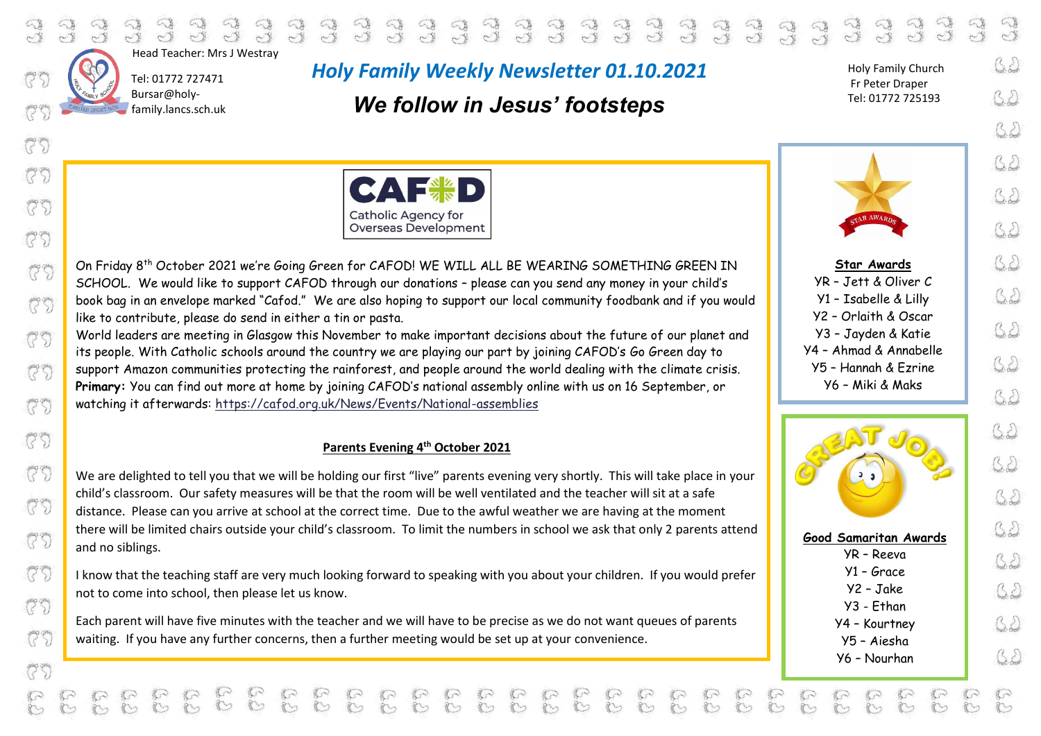Head Teacher: Mrs J Westray

Tel: 01772 727471
Bursar@holy-family.lancs.sch.uk

# *Holy Family Weekly Newsletter 01.10.2021*

## *We follow in Jesus' footsteps*

Holy Family Church
Fr Peter Draper
Tel: 01772 725193

CAFOD
Catholic Agency for Overseas Development

On Friday 8th October 2021 we're Going Green for CAFOD! WE WILL ALL BE WEARING SOMETHING GREEN IN SCHOOL. We would like to support CAFOD through our donations – please can you send any money in your child's book bag in an envelope marked "Cafod." We are also hoping to support our local community foodbank and if you would like to contribute, please do send in either a tin or pasta.

World leaders are meeting in Glasgow this November to make important decisions about the future of our planet and its people. With Catholic schools around the country we are playing our part by joining CAFOD's Go Green day to support Amazon communities protecting the rainforest, and people around the world dealing with the climate crisis.

**Primary:** You can find out more at home by joining CAFOD's national assembly online with us on 16 September, or watching it afterwards: https://cafod.org.uk/News/Events/National-assemblies

**Parents Evening 4th October 2021**

We are delighted to tell you that we will be holding our first "live" parents evening very shortly. This will take place in your child's classroom. Our safety measures will be that the room will be well ventilated and the teacher will sit at a safe distance. Please can you arrive at school at the correct time. Due to the awful weather we are having at the moment there will be limited chairs outside your child's classroom. To limit the numbers in school we ask that only 2 parents attend and no siblings.

I know that the teaching staff are very much looking forward to speaking with you about your children. If you would prefer not to come into school, then please let us know.

Each parent will have five minutes with the teacher and we will have to be precise as we do not want queues of parents waiting. If you have any further concerns, then a further meeting would be set up at your convenience.

**Star Awards**

YR – Jett & Oliver C
Y1 – Isabelle & Lilly
Y2 – Orlaith & Oscar
Y3 – Jayden & Katie
Y4 – Ahmad & Annabelle
Y5 – Hannah & Ezrine
Y6 – Miki & Maks

GREAT JOB!

**Good Samaritan Awards**

YR – Reeva
Y1 – Grace
Y2 – Jake
Y3 - Ethan
Y4 – Kourtney
Y5 – Aiesha
Y6 – Nourhan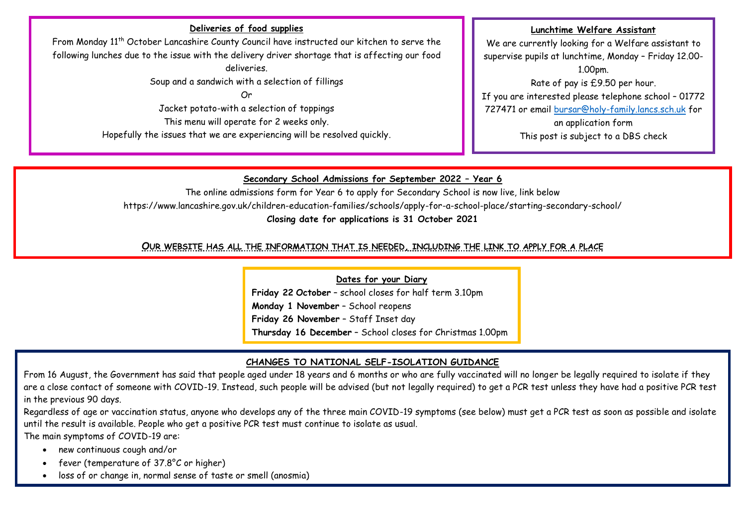## Deliveries of food supplies

From Monday 11th October Lancashire County Council have instructed our kitchen to serve the following lunches due to the issue with the delivery driver shortage that is affecting our food deliveries.

Soup and a sandwich with a selection of fillings

*Or*

Jacket potato-with a selection of toppings

This menu will operate for 2 weeks only.

Hopefully the issues that we are experiencing will be resolved quickly.

## Lunchtime Welfare Assistant

We are currently looking for a Welfare assistant to supervise pupils at lunchtime, Monday – Friday 12.00-1.00pm.

Rate of pay is £9.50 per hour.

If you are interested please telephone school – 01772 727471 or email bursar@holy-family.lancs.sch.uk for an application form

This post is subject to a DBS check

## Secondary School Admissions for September 2022 – Year 6

The online admissions form for Year 6 to apply for Secondary School is now live, link below

https://www.lancashire.gov.uk/children-education-families/schools/apply-for-a-school-place/starting-secondary-school/

**Closing date for applications is 31 October 2021**

**OUR WEBSITE HAS ALL THE INFORMATION THAT IS NEEDED, INCLUDING THE LINK TO APPLY FOR A PLACE**

## Dates for your Diary

**Friday 22 October** – school closes for half term 3.10pm
**Monday 1 November** – School reopens
**Friday 26 November** – Staff Inset day
**Thursday 16 December** – School closes for Christmas 1.00pm

## CHANGES TO NATIONAL SELF-ISOLATION GUIDANCE

From 16 August, the Government has said that people aged under 18 years and 6 months or who are fully vaccinated will no longer be legally required to isolate if they are a close contact of someone with COVID-19. Instead, such people will be advised (but not legally required) to get a PCR test unless they have had a positive PCR test in the previous 90 days.

Regardless of age or vaccination status, anyone who develops any of the three main COVID-19 symptoms (see below) must get a PCR test as soon as possible and isolate until the result is available. People who get a positive PCR test must continue to isolate as usual.

The main symptoms of COVID-19 are:

- new continuous cough and/or
- fever (temperature of 37.8°C or higher)
- loss of or change in, normal sense of taste or smell (anosmia)